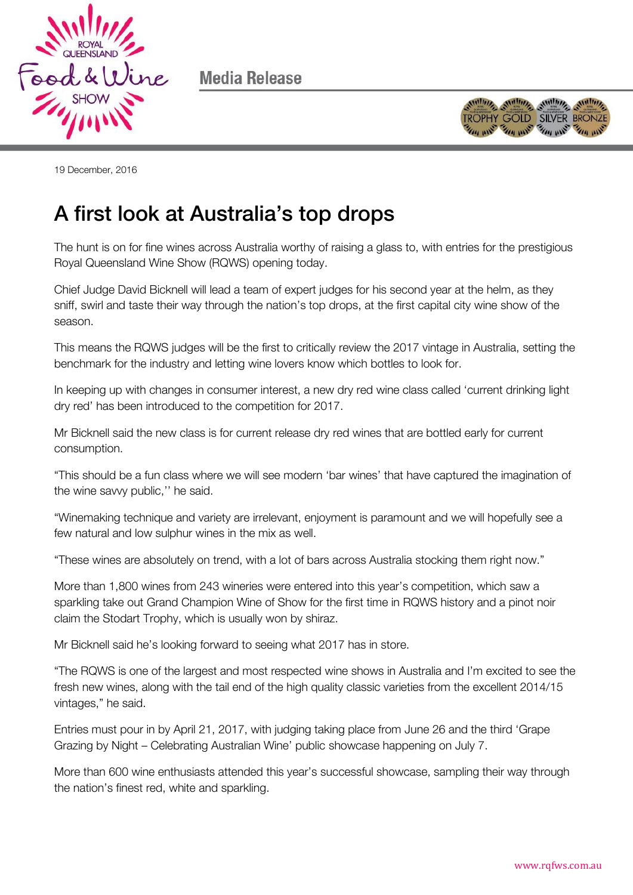Media Release

19 December, 2016

# A first look at Australia's top drops

The hunt is on for fine wines across Australia worthy of raising a glass to, with entries for the prestigious Royal Queensland Wine Show (RQWS) opening today.

Chief Judge David Bicknell will lead a team of expert judges for his second year at the helm, as they sniff, swirl and taste their way through the nation's top drops, at the first capital city wine show of the season.

This means the RQWS judges will be the first to critically review the 2017 vintage in Australia, setting the benchmark for the industry and letting wine lovers know which bottles to look for.

In keeping up with changes in consumer interest, a new dry red wine class called 'current drinking light dry red' has been introduced to the competition for 2017.

Mr Bicknell said the new class is for current release dry red wines that are bottled early for current consumption.

"This should be a fun class where we will see modern 'bar wines' that have captured the imagination of the wine savvy public,'' he said.

"Winemaking technique and variety are irrelevant, enjoyment is paramount and we will hopefully see a few natural and low sulphur wines in the mix as well.

"These wines are absolutely on trend, with a lot of bars across Australia stocking them right now."

More than 1,800 wines from 243 wineries were entered into this year's competition, which saw a sparkling take out Grand Champion Wine of Show for the first time in RQWS history and a pinot noir claim the Stodart Trophy, which is usually won by shiraz.

Mr Bicknell said he's looking forward to seeing what 2017 has in store.

"The RQWS is one of the largest and most respected wine shows in Australia and I'm excited to see the fresh new wines, along with the tail end of the high quality classic varieties from the excellent 2014/15 vintages," he said.

Entries must pour in by April 21, 2017, with judging taking place from June 26 and the third 'Grape Grazing by Night – Celebrating Australian Wine' public showcase happening on July 7.

More than 600 wine enthusiasts attended this year's successful showcase, sampling their way through the nation's finest red, white and sparkling.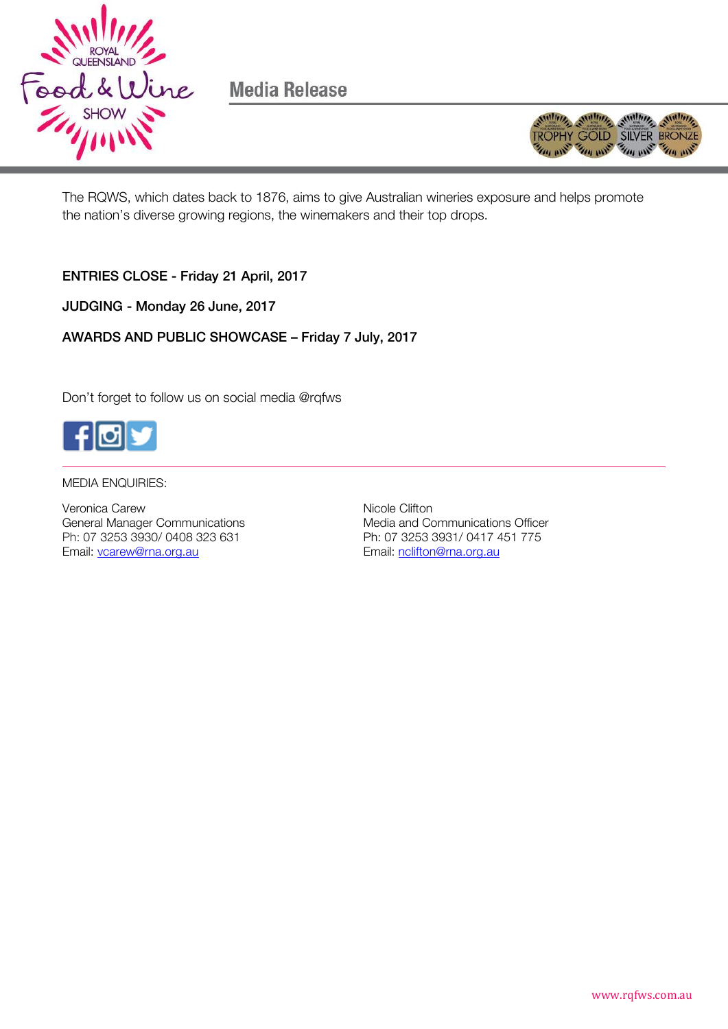The RQWS, which dates back to 1876, aims to give Australian wineries exposure and helps promote the nation's diverse growing regions, the winemakers and their top drops.

**ENTRIES CLOSE - Friday 21 April, 2017**

**JUDGING - Monday 26 June, 2017**

**AWARDS AND PUBLIC SHOWCASE – Friday 7 July, 2017**

Don't forget to follow us on social media @rqfws

---

MEDIA ENQUIRIES:

Veronica Carew
General Manager Communications
Ph: 07 3253 3930/ 0408 323 631
Email: vcarew@rna.org.au

Nicole Clifton
Media and Communications Officer
Ph: 07 3253 3931/ 0417 451 775
Email: nclifton@rna.org.au